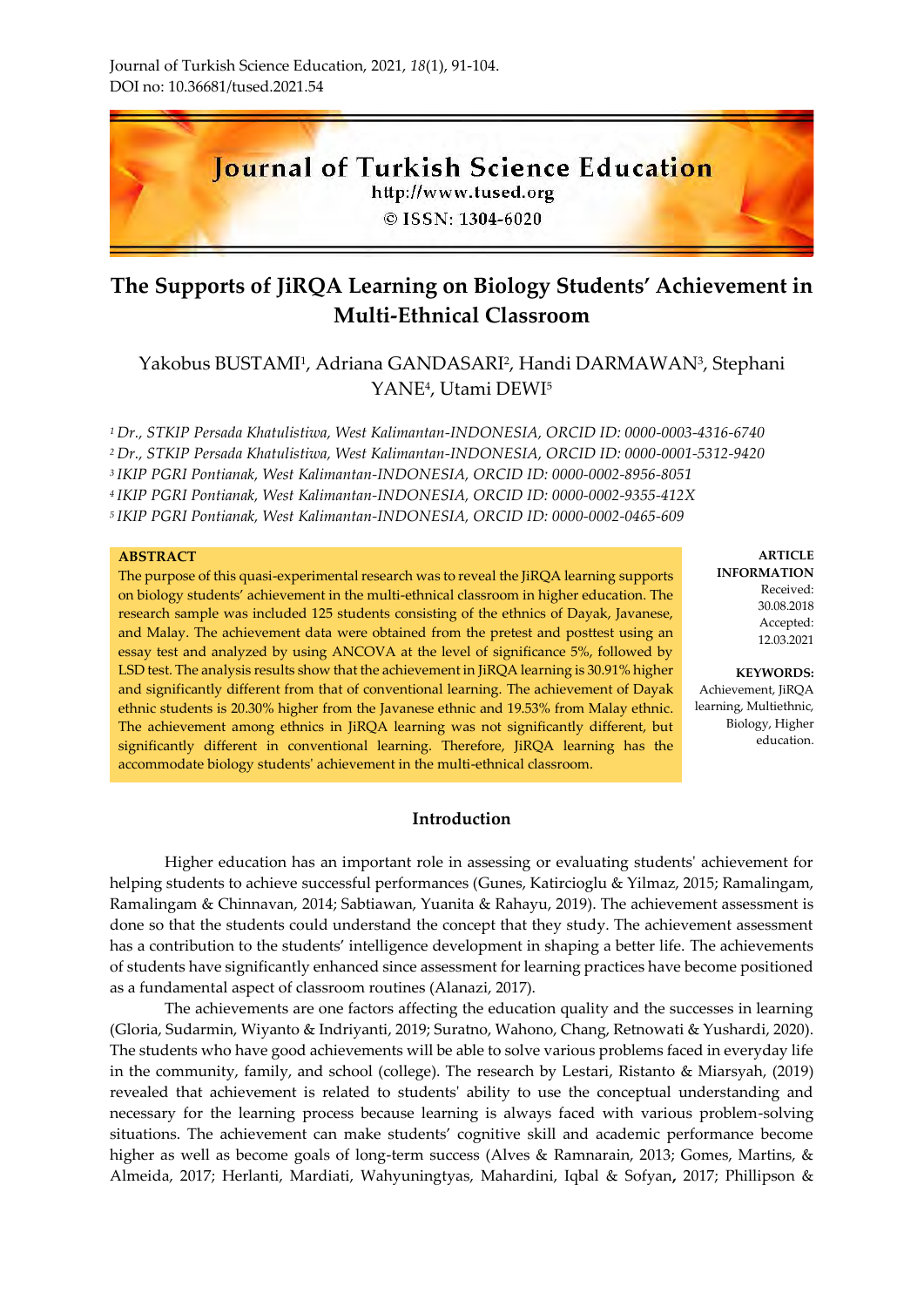# The Supports of JiRQA Learning on Biology Students' Achievement in Multi-Ethnical Classroom

Yakobus BUSTAMI[1], Adriana GANDASARI[2], Handi DARMAWAN[3], Stephani YANE[4], Utami DEWI[5]

*[1] Dr., STKIP Persada Khatulistiwa, West Kalimantan-INDONESIA, ORCID ID: 0000-0003-4316-6740*

*[2] Dr., STKIP Persada Khatulistiwa, West Kalimantan-INDONESIA, ORCID ID: 0000-0001-5312-9420*

*[3] IKIP PGRI Pontianak, West Kalimantan-INDONESIA, ORCID ID: 0000-0002-8956-8051*

*[4] IKIP PGRI Pontianak, West Kalimantan-INDONESIA, ORCID ID: 0000-0002-9355-412X*

*[5] IKIP PGRI Pontianak, West Kalimantan-INDONESIA, ORCID ID: 0000-0002-0465-609*

**ABSTRACT**

The purpose of this quasi-experimental research was to reveal the JiRQA learning supports on biology students' achievement in the multi-ethnical classroom in higher education. The research sample was included 125 students consisting of the ethnics of Dayak, Javanese, and Malay. The achievement data were obtained from the pretest and posttest using an essay test and analyzed by using ANCOVA at the level of significance 5%, followed by LSD test. The analysis results show that the achievement in JiRQA learning is 30.91% higher and significantly different from that of conventional learning. The achievement of Dayak ethnic students is 20.30% higher from the Javanese ethnic and 19.53% from Malay ethnic. The achievement among ethnics in JiRQA learning was not significantly different, but significantly different in conventional learning. Therefore, JiRQA learning has the accommodate biology students' achievement in the multi-ethnical classroom.

**ARTICLE INFORMATION**

Received: 30.08.2018

Accepted: 12.03.2021

**KEYWORDS:**

Achievement, JiRQA learning, Multiethnic, Biology, Higher education.

## Introduction

Higher education has an important role in assessing or evaluating students' achievement for helping students to achieve successful performances (Gunes, Katircioglu & Yilmaz, 2015; Ramalingam, Ramalingam & Chinnavan, 2014; Sabtiawan, Yuanita & Rahayu, 2019). The achievement assessment is done so that the students could understand the concept that they study. The achievement assessment has a contribution to the students' intelligence development in shaping a better life. The achievements of students have significantly enhanced since assessment for learning practices have become positioned as a fundamental aspect of classroom routines (Alanazi, 2017).

The achievements are one factors affecting the education quality and the successes in learning (Gloria, Sudarmin, Wiyanto & Indriyanti, 2019; Suratno, Wahono, Chang, Retnowati & Yushardi, 2020). The students who have good achievements will be able to solve various problems faced in everyday life in the community, family, and school (college). The research by Lestari, Ristanto & Miarsyah, (2019) revealed that achievement is related to students' ability to use the conceptual understanding and necessary for the learning process because learning is always faced with various problem-solving situations. The achievement can make students' cognitive skill and academic performance become higher as well as become goals of long-term success (Alves & Ramnarain, 2013; Gomes, Martins, & Almeida, 2017; Herlanti, Mardiati, Wahyuningtyas, Mahardini, Iqbal & Sofyan, 2017; Phillipson &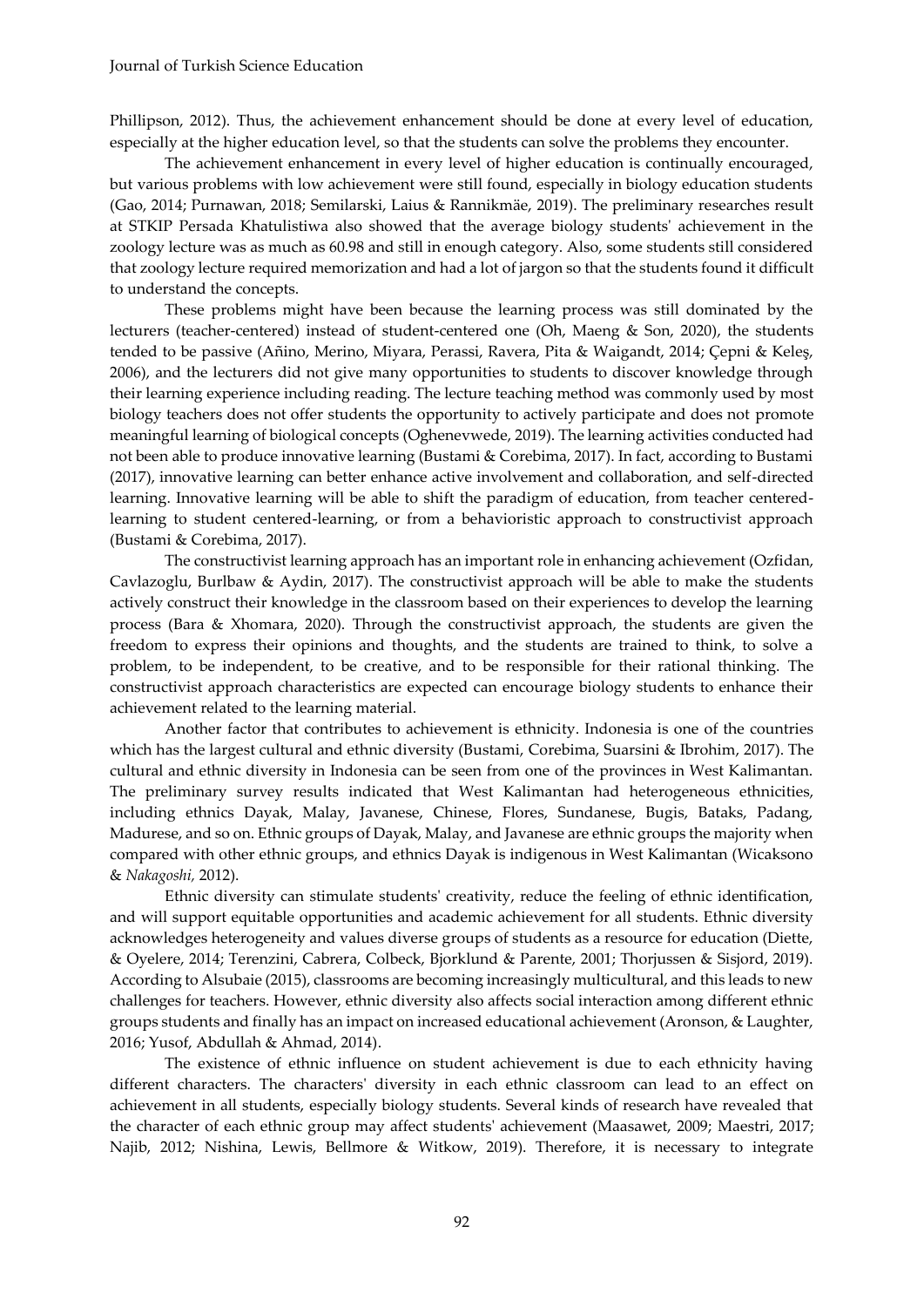Phillipson, 2012). Thus, the achievement enhancement should be done at every level of education, especially at the higher education level, so that the students can solve the problems they encounter.

The achievement enhancement in every level of higher education is continually encouraged, but various problems with low achievement were still found, especially in biology education students (Gao, 2014; Purnawan, 2018; Semilarski, Laius & Rannikmäe, 2019). The preliminary researches result at STKIP Persada Khatulistiwa also showed that the average biology students' achievement in the zoology lecture was as much as 60.98 and still in enough category. Also, some students still considered that zoology lecture required memorization and had a lot of jargon so that the students found it difficult to understand the concepts.

These problems might have been because the learning process was still dominated by the lecturers (teacher-centered) instead of student-centered one (Oh, Maeng & Son, 2020), the students tended to be passive (Añino, Merino, Miyara, Perassi, Ravera, Pita & Waigandt, 2014; Çepni & Keleş, 2006), and the lecturers did not give many opportunities to students to discover knowledge through their learning experience including reading. The lecture teaching method was commonly used by most biology teachers does not offer students the opportunity to actively participate and does not promote meaningful learning of biological concepts (Oghenevwede, 2019). The learning activities conducted had not been able to produce innovative learning (Bustami & Corebima, 2017). In fact, according to Bustami (2017), innovative learning can better enhance active involvement and collaboration, and self-directed learning. Innovative learning will be able to shift the paradigm of education, from teacher centered-learning to student centered-learning, or from a behavioristic approach to constructivist approach (Bustami & Corebima, 2017).

The constructivist learning approach has an important role in enhancing achievement (Ozfidan, Cavlazoglu, Burlbaw & Aydin, 2017). The constructivist approach will be able to make the students actively construct their knowledge in the classroom based on their experiences to develop the learning process (Bara & Xhomara, 2020). Through the constructivist approach, the students are given the freedom to express their opinions and thoughts, and the students are trained to think, to solve a problem, to be independent, to be creative, and to be responsible for their rational thinking. The constructivist approach characteristics are expected can encourage biology students to enhance their achievement related to the learning material.

Another factor that contributes to achievement is ethnicity. Indonesia is one of the countries which has the largest cultural and ethnic diversity (Bustami, Corebima, Suarsini & Ibrohim, 2017). The cultural and ethnic diversity in Indonesia can be seen from one of the provinces in West Kalimantan. The preliminary survey results indicated that West Kalimantan had heterogeneous ethnicities, including ethnics Dayak, Malay, Javanese, Chinese, Flores, Sundanese, Bugis, Bataks, Padang, Madurese, and so on. Ethnic groups of Dayak, Malay, and Javanese are ethnic groups the majority when compared with other ethnic groups, and ethnics Dayak is indigenous in West Kalimantan (Wicaksono & *Nakagoshi,* 2012).

Ethnic diversity can stimulate students' creativity, reduce the feeling of ethnic identification, and will support equitable opportunities and academic achievement for all students. Ethnic diversity acknowledges heterogeneity and values diverse groups of students as a resource for education (Diette, & Oyelere, 2014; Terenzini, Cabrera, Colbeck, Bjorklund & Parente, 2001; Thorjussen & Sisjord, 2019). According to Alsubaie (2015), classrooms are becoming increasingly multicultural, and this leads to new challenges for teachers. However, ethnic diversity also affects social interaction among different ethnic groups students and finally has an impact on increased educational achievement (Aronson, & Laughter, 2016; Yusof, Abdullah & Ahmad, 2014).

The existence of ethnic influence on student achievement is due to each ethnicity having different characters. The characters' diversity in each ethnic classroom can lead to an effect on achievement in all students, especially biology students. Several kinds of research have revealed that the character of each ethnic group may affect students' achievement (Maasawet, 2009; Maestri, 2017; Najib, 2012; Nishina, Lewis, Bellmore & Witkow, 2019). Therefore, it is necessary to integrate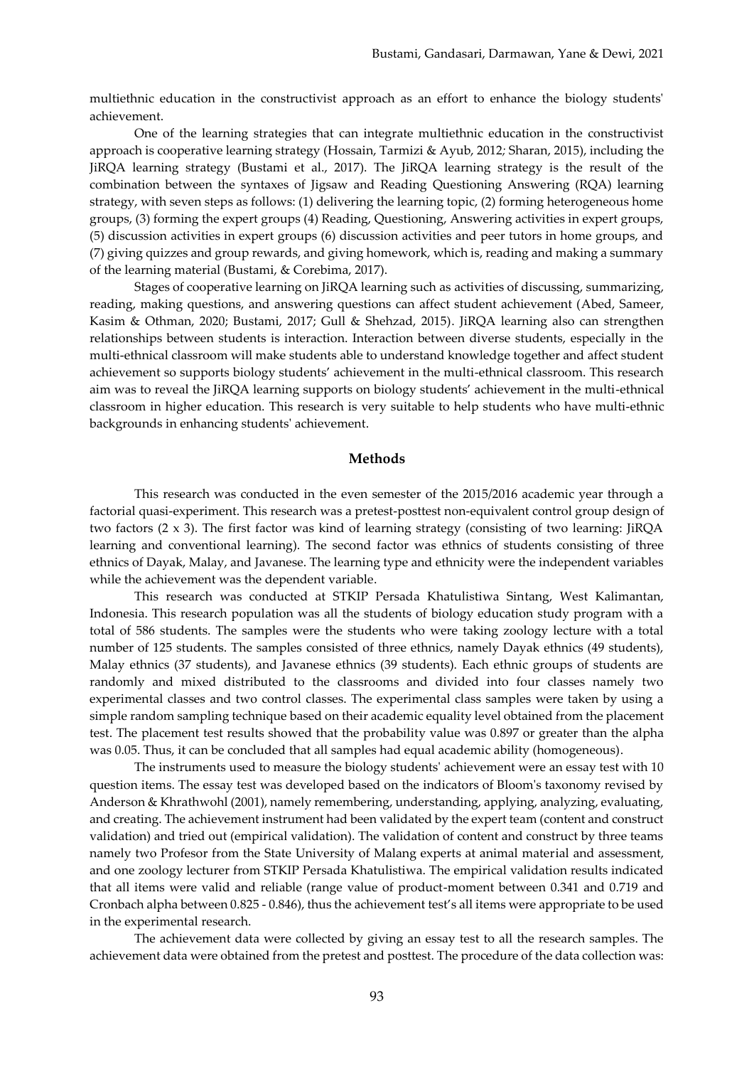multiethnic education in the constructivist approach as an effort to enhance the biology students' achievement.

One of the learning strategies that can integrate multiethnic education in the constructivist approach is cooperative learning strategy (Hossain, Tarmizi & Ayub, 2012; Sharan, 2015), including the JiRQA learning strategy (Bustami et al., 2017). The JiRQA learning strategy is the result of the combination between the syntaxes of Jigsaw and Reading Questioning Answering (RQA) learning strategy, with seven steps as follows: (1) delivering the learning topic, (2) forming heterogeneous home groups, (3) forming the expert groups (4) Reading, Questioning, Answering activities in expert groups, (5) discussion activities in expert groups (6) discussion activities and peer tutors in home groups, and (7) giving quizzes and group rewards, and giving homework, which is, reading and making a summary of the learning material (Bustami, & Corebima, 2017).

Stages of cooperative learning on JiRQA learning such as activities of discussing, summarizing, reading, making questions, and answering questions can affect student achievement (Abed, Sameer, Kasim & Othman, 2020; Bustami, 2017; Gull & Shehzad, 2015). JiRQA learning also can strengthen relationships between students is interaction. Interaction between diverse students, especially in the multi-ethnical classroom will make students able to understand knowledge together and affect student achievement so supports biology students' achievement in the multi-ethnical classroom. This research aim was to reveal the JiRQA learning supports on biology students' achievement in the multi-ethnical classroom in higher education. This research is very suitable to help students who have multi-ethnic backgrounds in enhancing students' achievement.

## Methods

This research was conducted in the even semester of the 2015/2016 academic year through a factorial quasi-experiment. This research was a pretest-posttest non-equivalent control group design of two factors (2 x 3). The first factor was kind of learning strategy (consisting of two learning: JiRQA learning and conventional learning). The second factor was ethnics of students consisting of three ethnics of Dayak, Malay, and Javanese. The learning type and ethnicity were the independent variables while the achievement was the dependent variable.

This research was conducted at STKIP Persada Khatulistiwa Sintang, West Kalimantan, Indonesia. This research population was all the students of biology education study program with a total of 586 students. The samples were the students who were taking zoology lecture with a total number of 125 students. The samples consisted of three ethnics, namely Dayak ethnics (49 students), Malay ethnics (37 students), and Javanese ethnics (39 students). Each ethnic groups of students are randomly and mixed distributed to the classrooms and divided into four classes namely two experimental classes and two control classes. The experimental class samples were taken by using a simple random sampling technique based on their academic equality level obtained from the placement test. The placement test results showed that the probability value was 0.897 or greater than the alpha was 0.05. Thus, it can be concluded that all samples had equal academic ability (homogeneous).

The instruments used to measure the biology students' achievement were an essay test with 10 question items. The essay test was developed based on the indicators of Bloom's taxonomy revised by Anderson & Khrathwohl (2001), namely remembering, understanding, applying, analyzing, evaluating, and creating. The achievement instrument had been validated by the expert team (content and construct validation) and tried out (empirical validation). The validation of content and construct by three teams namely two Profesor from the State University of Malang experts at animal material and assessment, and one zoology lecturer from STKIP Persada Khatulistiwa. The empirical validation results indicated that all items were valid and reliable (range value of product-moment between 0.341 and 0.719 and Cronbach alpha between 0.825 - 0.846), thus the achievement test's all items were appropriate to be used in the experimental research.

The achievement data were collected by giving an essay test to all the research samples. The achievement data were obtained from the pretest and posttest. The procedure of the data collection was: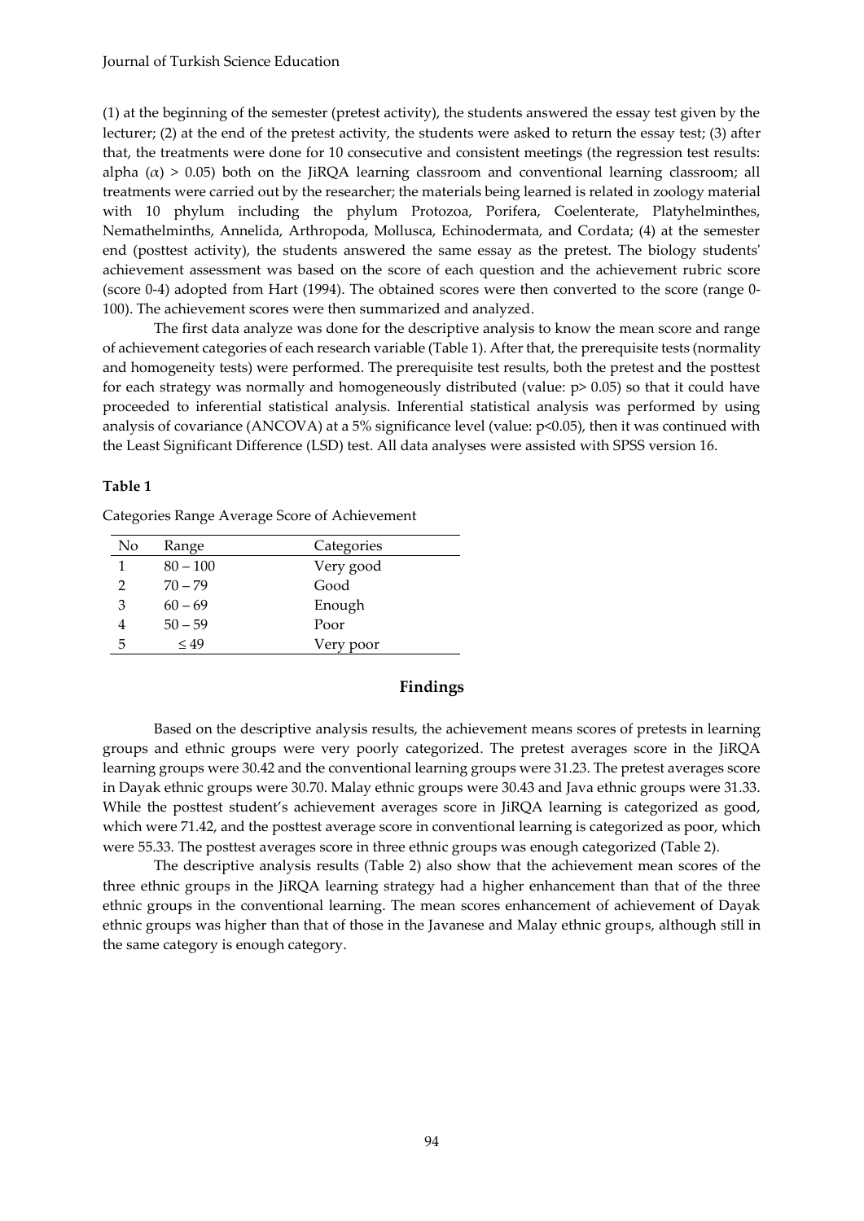(1) at the beginning of the semester (pretest activity), the students answered the essay test given by the lecturer; (2) at the end of the pretest activity, the students were asked to return the essay test; (3) after that, the treatments were done for 10 consecutive and consistent meetings (the regression test results: alpha ($\alpha$) > 0.05) both on the JiRQA learning classroom and conventional learning classroom; all treatments were carried out by the researcher; the materials being learned is related in zoology material with 10 phylum including the phylum Protozoa, Porifera, Coelenterate, Platyhelminthes, Nemathelminths, Annelida, Arthropoda, Mollusca, Echinodermata, and Cordata; (4) at the semester end (posttest activity), the students answered the same essay as the pretest. The biology students' achievement assessment was based on the score of each question and the achievement rubric score (score 0-4) adopted from Hart (1994). The obtained scores were then converted to the score (range 0-100). The achievement scores were then summarized and analyzed.

The first data analyze was done for the descriptive analysis to know the mean score and range of achievement categories of each research variable (Table 1). After that, the prerequisite tests (normality and homogeneity tests) were performed. The prerequisite test results, both the pretest and the posttest for each strategy was normally and homogeneously distributed (value: $p > 0.05$) so that it could have proceeded to inferential statistical analysis. Inferential statistical analysis was performed by using analysis of covariance (ANCOVA) at a 5% significance level (value: $p < 0.05$), then it was continued with the Least Significant Difference (LSD) test. All data analyses were assisted with SPSS version 16.

**Table 1**

Categories Range Average Score of Achievement

| No | Range | Categories |
|---|---|---|
| 1 | 80 – 100 | Very good |
| 2 | 70 – 79 | Good |
| 3 | 60 – 69 | Enough |
| 4 | 50 – 59 | Poor |
| 5 | ≤ 49 | Very poor |

## Findings

Based on the descriptive analysis results, the achievement means scores of pretests in learning groups and ethnic groups were very poorly categorized. The pretest averages score in the JiRQA learning groups were 30.42 and the conventional learning groups were 31.23. The pretest averages score in Dayak ethnic groups were 30.70. Malay ethnic groups were 30.43 and Java ethnic groups were 31.33. While the posttest student's achievement averages score in JiRQA learning is categorized as good, which were 71.42, and the posttest average score in conventional learning is categorized as poor, which were 55.33. The posttest averages score in three ethnic groups was enough categorized (Table 2).

The descriptive analysis results (Table 2) also show that the achievement mean scores of the three ethnic groups in the JiRQA learning strategy had a higher enhancement than that of the three ethnic groups in the conventional learning. The mean scores enhancement of achievement of Dayak ethnic groups was higher than that of those in the Javanese and Malay ethnic groups, although still in the same category is enough category.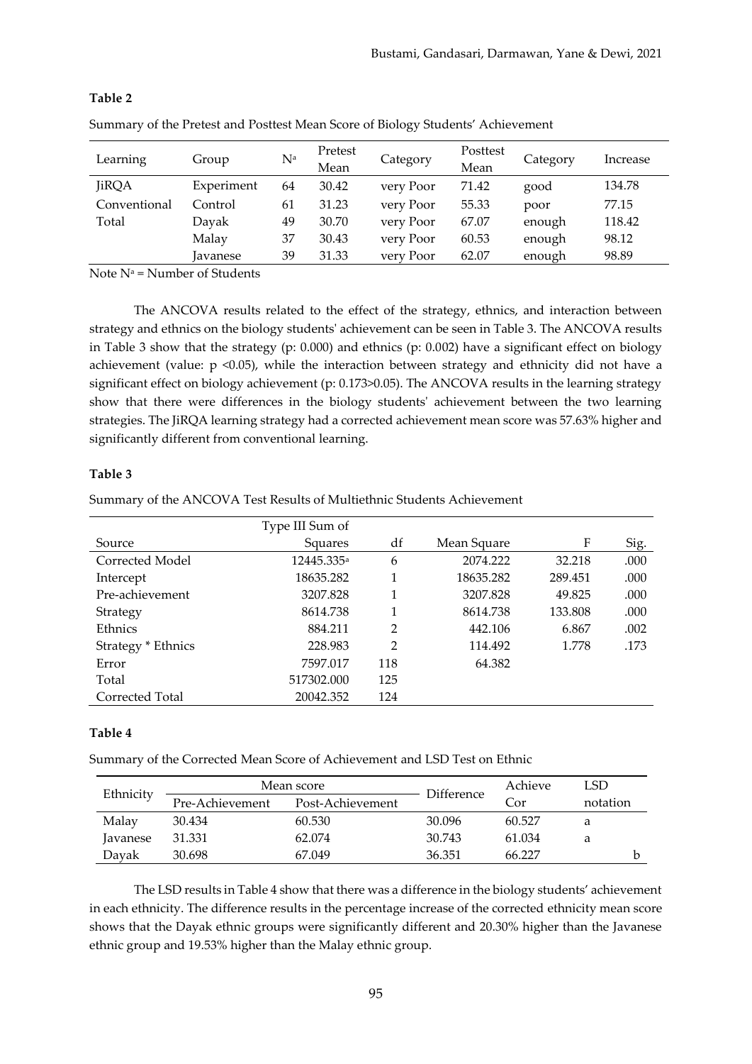**Table 2**

Summary of the Pretest and Posttest Mean Score of Biology Students' Achievement

| Learning | Group | N[a] | Pretest Mean | Category | Posttest Mean | Category | Increase |
|---|---|---|---|---|---|---|---|
| JiRQA | Experiment | 64 | 30.42 | very Poor | 71.42 | good | 134.78 |
| Conventional | Control | 61 | 31.23 | very Poor | 55.33 | poor | 77.15 |
| Total | Dayak | 49 | 30.70 | very Poor | 67.07 | enough | 118.42 |
| | Malay | 37 | 30.43 | very Poor | 60.53 | enough | 98.12 |
| | Javanese | 39 | 31.33 | very Poor | 62.07 | enough | 98.89 |

Note N[a] = Number of Students

The ANCOVA results related to the effect of the strategy, ethnics, and interaction between strategy and ethnics on the biology students' achievement can be seen in Table 3. The ANCOVA results in Table 3 show that the strategy (p: 0.000) and ethnics (p: 0.002) have a significant effect on biology achievement (value: $p < 0.05$), while the interaction between strategy and ethnicity did not have a significant effect on biology achievement (p: 0.173>0.05). The ANCOVA results in the learning strategy show that there were differences in the biology students' achievement between the two learning strategies. The JiRQA learning strategy had a corrected achievement mean score was 57.63% higher and significantly different from conventional learning.

**Table 3**

Summary of the ANCOVA Test Results of Multiethnic Students Achievement

| Source | Type III Sum of Squares | df | Mean Square | F | Sig. |
|---|---|---|---|---|---|
| Corrected Model | 12445.335[a] | 6 | 2074.222 | 32.218 | .000 |
| Intercept | 18635.282 | 1 | 18635.282 | 289.451 | .000 |
| Pre-achievement | 3207.828 | 1 | 3207.828 | 49.825 | .000 |
| Strategy | 8614.738 | 1 | 8614.738 | 133.808 | .000 |
| Ethnics | 884.211 | 2 | 442.106 | 6.867 | .002 |
| Strategy * Ethnics | 228.983 | 2 | 114.492 | 1.778 | .173 |
| Error | 7597.017 | 118 | 64.382 | | |
| Total | 517302.000 | 125 | | | |
| Corrected Total | 20042.352 | 124 | | | |

**Table 4**

Summary of the Corrected Mean Score of Achievement and LSD Test on Ethnic

| Ethnicity | Mean score | | Difference | Achieve Cor | LSD notation | |
|---|---|---|---|---|---|---|
| | Pre-Achievement | Post-Achievement | | | | |
| Malay | 30.434 | 60.530 | 30.096 | 60.527 | a | |
| Javanese | 31.331 | 62.074 | 30.743 | 61.034 | a | |
| Dayak | 30.698 | 67.049 | 36.351 | 66.227 | | b |

The LSD results in Table 4 show that there was a difference in the biology students' achievement in each ethnicity. The difference results in the percentage increase of the corrected ethnicity mean score shows that the Dayak ethnic groups were significantly different and 20.30% higher than the Javanese ethnic group and 19.53% higher than the Malay ethnic group.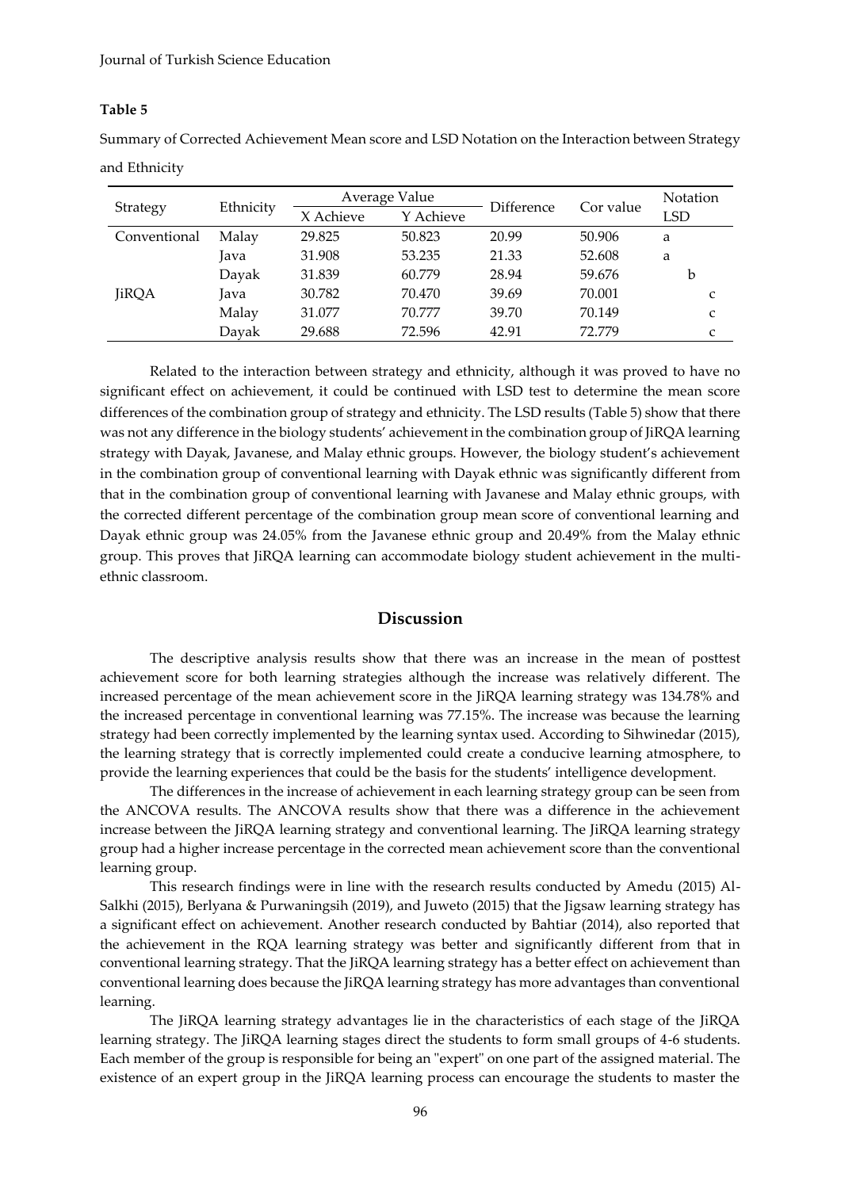**Table 5**

Summary of Corrected Achievement Mean score and LSD Notation on the Interaction between Strategy and Ethnicity

| Strategy | Ethnicity | Average Value | | Difference | Cor value | Notation LSD |
|---|---|---|---|---|---|---|
| | | X Achieve | Y Achieve | | | |
| Conventional | Malay | 29.825 | 50.823 | 20.99 | 50.906 | a |
| | Java | 31.908 | 53.235 | 21.33 | 52.608 | a |
| | Dayak | 31.839 | 60.779 | 28.94 | 59.676 | b |
| JiRQA | Java | 30.782 | 70.470 | 39.69 | 70.001 | c |
| | Malay | 31.077 | 70.777 | 39.70 | 70.149 | c |
| | Dayak | 29.688 | 72.596 | 42.91 | 72.779 | c |

Related to the interaction between strategy and ethnicity, although it was proved to have no significant effect on achievement, it could be continued with LSD test to determine the mean score differences of the combination group of strategy and ethnicity. The LSD results (Table 5) show that there was not any difference in the biology students' achievement in the combination group of JiRQA learning strategy with Dayak, Javanese, and Malay ethnic groups. However, the biology student's achievement in the combination group of conventional learning with Dayak ethnic was significantly different from that in the combination group of conventional learning with Javanese and Malay ethnic groups, with the corrected different percentage of the combination group mean score of conventional learning and Dayak ethnic group was 24.05% from the Javanese ethnic group and 20.49% from the Malay ethnic group. This proves that JiRQA learning can accommodate biology student achievement in the multi-ethnic classroom.

## Discussion

The descriptive analysis results show that there was an increase in the mean of posttest achievement score for both learning strategies although the increase was relatively different. The increased percentage of the mean achievement score in the JiRQA learning strategy was 134.78% and the increased percentage in conventional learning was 77.15%. The increase was because the learning strategy had been correctly implemented by the learning syntax used. According to Sihwinedar (2015), the learning strategy that is correctly implemented could create a conducive learning atmosphere, to provide the learning experiences that could be the basis for the students' intelligence development.

The differences in the increase of achievement in each learning strategy group can be seen from the ANCOVA results. The ANCOVA results show that there was a difference in the achievement increase between the JiRQA learning strategy and conventional learning. The JiRQA learning strategy group had a higher increase percentage in the corrected mean achievement score than the conventional learning group.

This research findings were in line with the research results conducted by Amedu (2015) Al-Salkhi (2015), Berlyana & Purwaningsih (2019), and Juweto (2015) that the Jigsaw learning strategy has a significant effect on achievement. Another research conducted by Bahtiar (2014), also reported that the achievement in the RQA learning strategy was better and significantly different from that in conventional learning strategy. That the JiRQA learning strategy has a better effect on achievement than conventional learning does because the JiRQA learning strategy has more advantages than conventional learning.

The JiRQA learning strategy advantages lie in the characteristics of each stage of the JiRQA learning strategy. The JiRQA learning stages direct the students to form small groups of 4-6 students. Each member of the group is responsible for being an "expert" on one part of the assigned material. The existence of an expert group in the JiRQA learning process can encourage the students to master the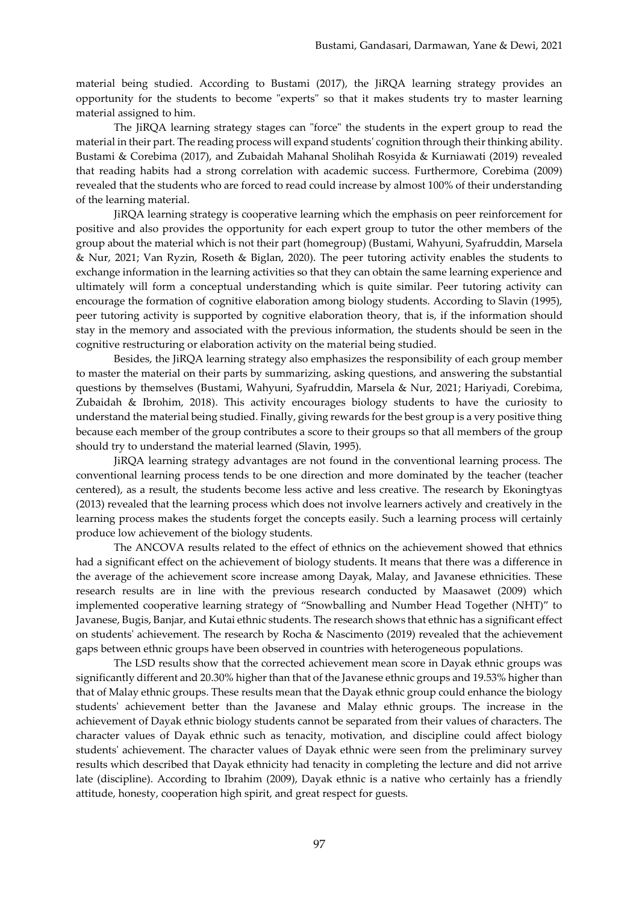material being studied. According to Bustami (2017), the JiRQA learning strategy provides an opportunity for the students to become "experts" so that it makes students try to master learning material assigned to him.

The JiRQA learning strategy stages can "force" the students in the expert group to read the material in their part. The reading process will expand students' cognition through their thinking ability. Bustami & Corebima (2017), and Zubaidah Mahanal Sholihah Rosyida & Kurniawati (2019) revealed that reading habits had a strong correlation with academic success. Furthermore, Corebima (2009) revealed that the students who are forced to read could increase by almost 100% of their understanding of the learning material.

JiRQA learning strategy is cooperative learning which the emphasis on peer reinforcement for positive and also provides the opportunity for each expert group to tutor the other members of the group about the material which is not their part (homegroup) (Bustami, Wahyuni, Syafruddin, Marsela & Nur, 2021; Van Ryzin, Roseth & Biglan, 2020). The peer tutoring activity enables the students to exchange information in the learning activities so that they can obtain the same learning experience and ultimately will form a conceptual understanding which is quite similar. Peer tutoring activity can encourage the formation of cognitive elaboration among biology students. According to Slavin (1995), peer tutoring activity is supported by cognitive elaboration theory, that is, if the information should stay in the memory and associated with the previous information, the students should be seen in the cognitive restructuring or elaboration activity on the material being studied.

Besides, the JiRQA learning strategy also emphasizes the responsibility of each group member to master the material on their parts by summarizing, asking questions, and answering the substantial questions by themselves (Bustami, Wahyuni, Syafruddin, Marsela & Nur, 2021; Hariyadi, Corebima, Zubaidah & Ibrohim, 2018). This activity encourages biology students to have the curiosity to understand the material being studied. Finally, giving rewards for the best group is a very positive thing because each member of the group contributes a score to their groups so that all members of the group should try to understand the material learned (Slavin, 1995).

JiRQA learning strategy advantages are not found in the conventional learning process. The conventional learning process tends to be one direction and more dominated by the teacher (teacher centered), as a result, the students become less active and less creative. The research by Ekoningtyas (2013) revealed that the learning process which does not involve learners actively and creatively in the learning process makes the students forget the concepts easily. Such a learning process will certainly produce low achievement of the biology students.

The ANCOVA results related to the effect of ethnics on the achievement showed that ethnics had a significant effect on the achievement of biology students. It means that there was a difference in the average of the achievement score increase among Dayak, Malay, and Javanese ethnicities. These research results are in line with the previous research conducted by Maasawet (2009) which implemented cooperative learning strategy of "Snowballing and Number Head Together (NHT)" to Javanese, Bugis, Banjar, and Kutai ethnic students. The research shows that ethnic has a significant effect on students' achievement. The research by Rocha & Nascimento (2019) revealed that the achievement gaps between ethnic groups have been observed in countries with heterogeneous populations.

The LSD results show that the corrected achievement mean score in Dayak ethnic groups was significantly different and 20.30% higher than that of the Javanese ethnic groups and 19.53% higher than that of Malay ethnic groups. These results mean that the Dayak ethnic group could enhance the biology students' achievement better than the Javanese and Malay ethnic groups. The increase in the achievement of Dayak ethnic biology students cannot be separated from their values of characters. The character values of Dayak ethnic such as tenacity, motivation, and discipline could affect biology students' achievement. The character values of Dayak ethnic were seen from the preliminary survey results which described that Dayak ethnicity had tenacity in completing the lecture and did not arrive late (discipline). According to Ibrahim (2009), Dayak ethnic is a native who certainly has a friendly attitude, honesty, cooperation high spirit, and great respect for guests.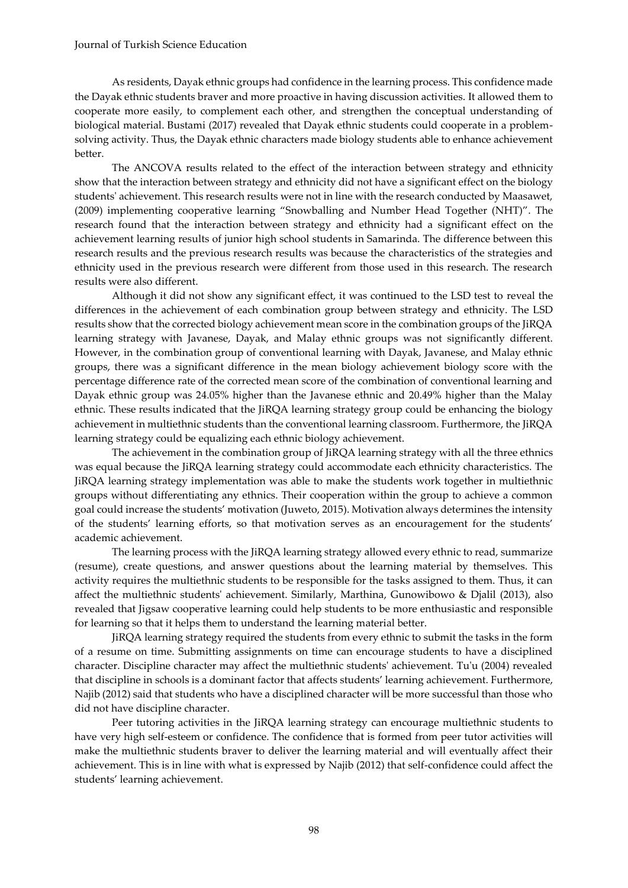As residents, Dayak ethnic groups had confidence in the learning process. This confidence made the Dayak ethnic students braver and more proactive in having discussion activities. It allowed them to cooperate more easily, to complement each other, and strengthen the conceptual understanding of biological material. Bustami (2017) revealed that Dayak ethnic students could cooperate in a problem-solving activity. Thus, the Dayak ethnic characters made biology students able to enhance achievement better.

The ANCOVA results related to the effect of the interaction between strategy and ethnicity show that the interaction between strategy and ethnicity did not have a significant effect on the biology students' achievement. This research results were not in line with the research conducted by Maasawet, (2009) implementing cooperative learning "Snowballing and Number Head Together (NHT)". The research found that the interaction between strategy and ethnicity had a significant effect on the achievement learning results of junior high school students in Samarinda. The difference between this research results and the previous research results was because the characteristics of the strategies and ethnicity used in the previous research were different from those used in this research. The research results were also different.

Although it did not show any significant effect, it was continued to the LSD test to reveal the differences in the achievement of each combination group between strategy and ethnicity. The LSD results show that the corrected biology achievement mean score in the combination groups of the JiRQA learning strategy with Javanese, Dayak, and Malay ethnic groups was not significantly different. However, in the combination group of conventional learning with Dayak, Javanese, and Malay ethnic groups, there was a significant difference in the mean biology achievement biology score with the percentage difference rate of the corrected mean score of the combination of conventional learning and Dayak ethnic group was 24.05% higher than the Javanese ethnic and 20.49% higher than the Malay ethnic. These results indicated that the JiRQA learning strategy group could be enhancing the biology achievement in multiethnic students than the conventional learning classroom. Furthermore, the JiRQA learning strategy could be equalizing each ethnic biology achievement.

The achievement in the combination group of JiRQA learning strategy with all the three ethnics was equal because the JiRQA learning strategy could accommodate each ethnicity characteristics. The JiRQA learning strategy implementation was able to make the students work together in multiethnic groups without differentiating any ethnics. Their cooperation within the group to achieve a common goal could increase the students' motivation (Juweto, 2015). Motivation always determines the intensity of the students' learning efforts, so that motivation serves as an encouragement for the students' academic achievement.

The learning process with the JiRQA learning strategy allowed every ethnic to read, summarize (resume), create questions, and answer questions about the learning material by themselves. This activity requires the multiethnic students to be responsible for the tasks assigned to them. Thus, it can affect the multiethnic students' achievement. Similarly, Marthina, Gunowibowo & Djalil (2013), also revealed that Jigsaw cooperative learning could help students to be more enthusiastic and responsible for learning so that it helps them to understand the learning material better.

JiRQA learning strategy required the students from every ethnic to submit the tasks in the form of a resume on time. Submitting assignments on time can encourage students to have a disciplined character. Discipline character may affect the multiethnic students' achievement. Tu'u (2004) revealed that discipline in schools is a dominant factor that affects students' learning achievement. Furthermore, Najib (2012) said that students who have a disciplined character will be more successful than those who did not have discipline character.

Peer tutoring activities in the JiRQA learning strategy can encourage multiethnic students to have very high self-esteem or confidence. The confidence that is formed from peer tutor activities will make the multiethnic students braver to deliver the learning material and will eventually affect their achievement. This is in line with what is expressed by Najib (2012) that self-confidence could affect the students' learning achievement.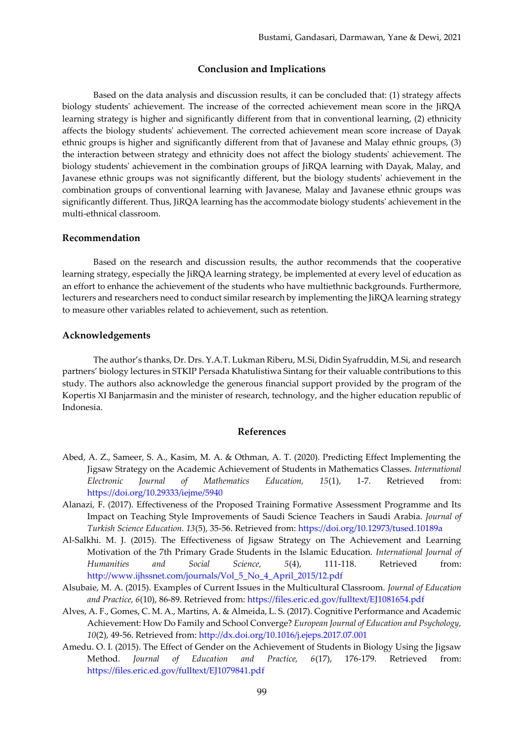## Conclusion and Implications

Based on the data analysis and discussion results, it can be concluded that: (1) strategy affects biology students' achievement. The increase of the corrected achievement mean score in the JiRQA learning strategy is higher and significantly different from that in conventional learning, (2) ethnicity affects the biology students' achievement. The corrected achievement mean score increase of Dayak ethnic groups is higher and significantly different from that of Javanese and Malay ethnic groups, (3) the interaction between strategy and ethnicity does not affect the biology students' achievement. The biology students' achievement in the combination groups of JiRQA learning with Dayak, Malay, and Javanese ethnic groups was not significantly different, but the biology students' achievement in the combination groups of conventional learning with Javanese, Malay and Javanese ethnic groups was significantly different. Thus, JiRQA learning has the accommodate biology students' achievement in the multi-ethnical classroom.

## Recommendation

Based on the research and discussion results, the author recommends that the cooperative learning strategy, especially the JiRQA learning strategy, be implemented at every level of education as an effort to enhance the achievement of the students who have multiethnic backgrounds. Furthermore, lecturers and researchers need to conduct similar research by implementing the JiRQA learning strategy to measure other variables related to achievement, such as retention.

## Acknowledgements

The author's thanks, Dr. Drs. Y.A.T. Lukman Riberu, M.Si, Didin Syafruddin, M.Si, and research partners' biology lectures in STKIP Persada Khatulistiwa Sintang for their valuable contributions to this study. The authors also acknowledge the generous financial support provided by the program of the Kopertis XI Banjarmasin and the minister of research, technology, and the higher education republic of Indonesia.

## References

Abed, A. Z., Sameer, S. A., Kasim, M. A. & Othman, A. T. (2020). Predicting Effect Implementing the Jigsaw Strategy on the Academic Achievement of Students in Mathematics Classes. *International Electronic Journal of Mathematics Education, 15*(1), 1-7. Retrieved from: https://doi.org/10.29333/iejme/5940

Alanazi, F. (2017). Effectiveness of the Proposed Training Formative Assessment Programme and Its Impact on Teaching Style Improvements of Saudi Science Teachers in Saudi Arabia. *Journal of Turkish Science Education. 13*(5), 35-56. Retrieved from: https://doi.org/10.12973/tused.10189a

Al-Salkhi. M. J. (2015). The Effectiveness of Jigsaw Strategy on The Achievement and Learning Motivation of the 7th Primary Grade Students in the Islamic Education. *International Journal of Humanities and Social Science, 5*(4), 111-118. Retrieved from: http://www.ijhssnet.com/journals/Vol_5_No_4_April_2015/12.pdf

Alsubaie, M. A. (2015). Examples of Current Issues in the Multicultural Classroom. *Journal of Education and Practice, 6*(10), 86-89. Retrieved from: https://files.eric.ed.gov/fulltext/EJ1081654.pdf

Alves, A. F., Gomes, C. M. A., Martins, A. & Almeida, L. S. (2017). Cognitive Performance and Academic Achievement: How Do Family and School Converge? *European Journal of Education and Psychology, 10*(2), 49-56. Retrieved from: http://dx.doi.org/10.1016/j.ejeps.2017.07.001

Amedu. O. I. (2015). The Effect of Gender on the Achievement of Students in Biology Using the Jigsaw Method. *Journal of Education and Practice, 6*(17), 176-179. Retrieved from: https://files.eric.ed.gov/fulltext/EJ1079841.pdf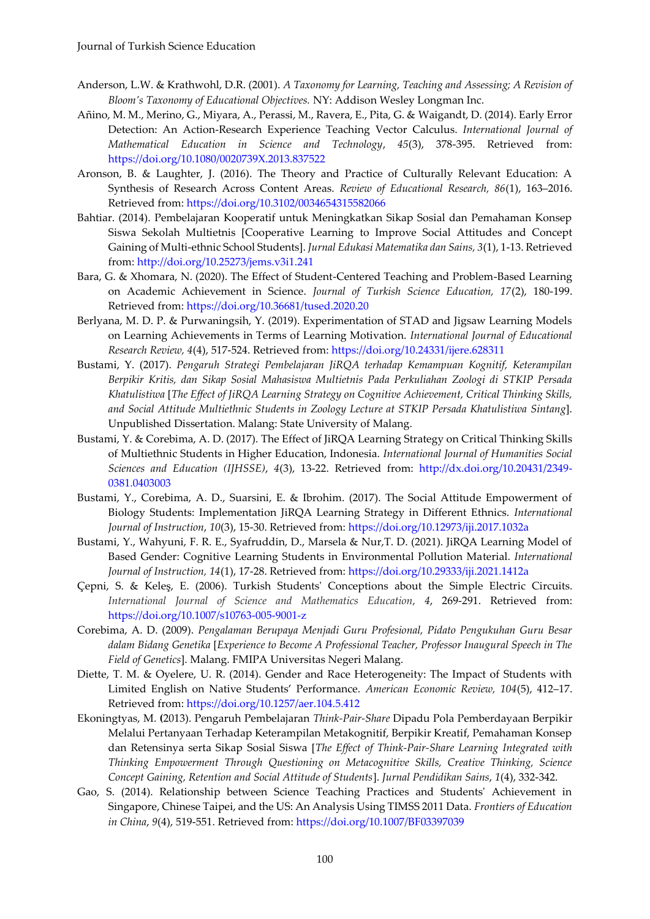Anderson, L.W. & Krathwohl, D.R. (2001). *A Taxonomy for Learning, Teaching and Assessing; A Revision of Bloom's Taxonomy of Educational Objectives.* NY: Addison Wesley Longman Inc.

Añino, M. M., Merino, G., Miyara, A., Perassi, M., Ravera, E., Pita, G. & Waigandt, D. (2014). Early Error Detection: An Action-Research Experience Teaching Vector Calculus. *International Journal of Mathematical Education in Science and Technology*, *45*(3), 378-395. Retrieved from: https://doi.org/10.1080/0020739X.2013.837522

Aronson, B. & Laughter, J. (2016). The Theory and Practice of Culturally Relevant Education: A Synthesis of Research Across Content Areas. *Review of Educational Research, 86*(1), 163–2016. Retrieved from: https://doi.org/10.3102/0034654315582066

Bahtiar. (2014). Pembelajaran Kooperatif untuk Meningkatkan Sikap Sosial dan Pemahaman Konsep Siswa Sekolah Multietnis [Cooperative Learning to Improve Social Attitudes and Concept Gaining of Multi-ethnic School Students]. *Jurnal Edukasi Matematika dan Sains, 3*(1), 1-13. Retrieved from: http://doi.org/10.25273/jems.v3i1.241

Bara, G. & Xhomara, N. (2020). The Effect of Student-Centered Teaching and Problem-Based Learning on Academic Achievement in Science. *Journal of Turkish Science Education, 17*(2), 180-199. Retrieved from: https://doi.org/10.36681/tused.2020.20

Berlyana, M. D. P. & Purwaningsih, Y. (2019). Experimentation of STAD and Jigsaw Learning Models on Learning Achievements in Terms of Learning Motivation. *International Journal of Educational Research Review, 4*(4), 517-524. Retrieved from: https://doi.org/10.24331/ijere.628311

Bustami, Y. (2017). *Pengaruh Strategi Pembelajaran JiRQA terhadap Kemampuan Kognitif, Keterampilan Berpikir Kritis, dan Sikap Sosial Mahasiswa Multietnis Pada Perkuliahan Zoologi di STKIP Persada Khatulistiwa* [*The Effect of JiRQA Learning Strategy on Cognitive Achievement, Critical Thinking Skills, and Social Attitude Multiethnic Students in Zoology Lecture at STKIP Persada Khatulistiwa Sintang*]. Unpublished Dissertation. Malang: State University of Malang.

Bustami, Y. & Corebima, A. D. (2017). The Effect of JiRQA Learning Strategy on Critical Thinking Skills of Multiethnic Students in Higher Education, Indonesia. *International Journal of Humanities Social Sciences and Education (IJHSSE)*, *4*(3), 13-22. Retrieved from: http://dx.doi.org/10.20431/2349-0381.0403003

Bustami, Y., Corebima, A. D., Suarsini, E. & Ibrohim. (2017). The Social Attitude Empowerment of Biology Students: Implementation JiRQA Learning Strategy in Different Ethnics. *International Journal of Instruction*, *10*(3), 15-30. Retrieved from: https://doi.org/10.12973/iji.2017.1032a

Bustami, Y., Wahyuni, F. R. E., Syafruddin, D., Marsela & Nur,T. D. (2021). JiRQA Learning Model of Based Gender: Cognitive Learning Students in Environmental Pollution Material. *International Journal of Instruction, 14*(1), 17-28. Retrieved from: https://doi.org/10.29333/iji.2021.1412a

Çepni, S. & Keleş, E. (2006). Turkish Students' Conceptions about the Simple Electric Circuits. *International Journal of Science and Mathematics Education*, *4*, 269-291. Retrieved from: https://doi.org/10.1007/s10763-005-9001-z

Corebima, A. D. (2009). *Pengalaman Berupaya Menjadi Guru Profesional, Pidato Pengukuhan Guru Besar dalam Bidang Genetika* [*Experience to Become A Professional Teacher, Professor Inaugural Speech in The Field of Genetics*]. Malang. FMIPA Universitas Negeri Malang.

Diette, T. M. & Oyelere, U. R. (2014). Gender and Race Heterogeneity: The Impact of Students with Limited English on Native Students' Performance. *American Economic Review, 104*(5), 412–17. Retrieved from: https://doi.org/10.1257/aer.104.5.412

Ekoningtyas, M. **(**2013). Pengaruh Pembelajaran *Think-Pair-Share* Dipadu Pola Pemberdayaan Berpikir Melalui Pertanyaan Terhadap Keterampilan Metakognitif, Berpikir Kreatif, Pemahaman Konsep dan Retensinya serta Sikap Sosial Siswa [*The Effect of Think-Pair-Share Learning Integrated with Thinking Empowerment Through Questioning on Metacognitive Skills, Creative Thinking, Science Concept Gaining, Retention and Social Attitude of Students*]. *Jurnal Pendidikan Sains*, *1*(4), 332-342.

Gao, S. (2014). Relationship between Science Teaching Practices and Students' Achievement in Singapore, Chinese Taipei, and the US: An Analysis Using TIMSS 2011 Data. *Frontiers of Education in China*, *9*(4), 519-551. Retrieved from: https://doi.org/10.1007/BF03397039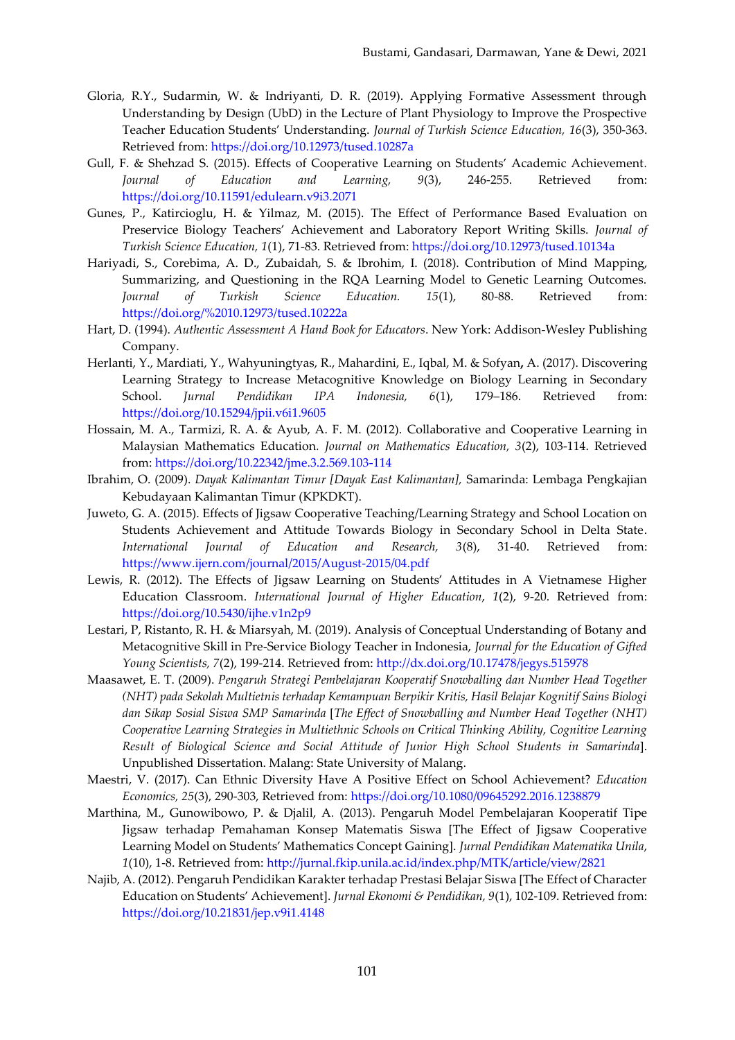Gloria, R.Y., Sudarmin, W. & Indriyanti, D. R. (2019). Applying Formative Assessment through Understanding by Design (UbD) in the Lecture of Plant Physiology to Improve the Prospective Teacher Education Students' Understanding. *Journal of Turkish Science Education, 16*(3), 350-363. Retrieved from: https://doi.org/10.12973/tused.10287a

Gull, F. & Shehzad S. (2015). Effects of Cooperative Learning on Students' Academic Achievement. *Journal of Education and Learning, 9*(3), 246-255. Retrieved from: https://doi.org/10.11591/edulearn.v9i3.2071

Gunes, P., Katircioglu, H. & Yilmaz, M. (2015). The Effect of Performance Based Evaluation on Preservice Biology Teachers' Achievement and Laboratory Report Writing Skills. *Journal of Turkish Science Education, 1*(1), 71-83. Retrieved from: https://doi.org/10.12973/tused.10134a

Hariyadi, S., Corebima, A. D., Zubaidah, S. & Ibrohim, I. (2018). Contribution of Mind Mapping, Summarizing, and Questioning in the RQA Learning Model to Genetic Learning Outcomes. *Journal of Turkish Science Education. 15*(1), 80-88. Retrieved from: https://doi.org/%2010.12973/tused.10222a

Hart, D. (1994). *Authentic Assessment A Hand Book for Educators*. New York: Addison-Wesley Publishing Company.

Herlanti, Y., Mardiati, Y., Wahyuningtyas, R., Mahardini, E., Iqbal, M. & Sofyan**,** A. (2017). Discovering Learning Strategy to Increase Metacognitive Knowledge on Biology Learning in Secondary School. *Jurnal Pendidikan IPA Indonesia, 6*(1), 179–186. Retrieved from: https://doi.org/10.15294/jpii.v6i1.9605

Hossain, M. A., Tarmizi, R. A. & Ayub, A. F. M. (2012). Collaborative and Cooperative Learning in Malaysian Mathematics Education. *Journal on Mathematics Education, 3*(2), 103-114. Retrieved from: https://doi.org/10.22342/jme.3.2.569.103-114

Ibrahim, O. (2009). *Dayak Kalimantan Timur [Dayak East Kalimantan],* Samarinda: Lembaga Pengkajian Kebudayaan Kalimantan Timur (KPKDKT).

Juweto, G. A. (2015). Effects of Jigsaw Cooperative Teaching/Learning Strategy and School Location on Students Achievement and Attitude Towards Biology in Secondary School in Delta State. *International Journal of Education and Research, 3*(8), 31-40. Retrieved from: https://www.ijern.com/journal/2015/August-2015/04.pdf

Lewis, R. (2012). The Effects of Jigsaw Learning on Students' Attitudes in A Vietnamese Higher Education Classroom. *International Journal of Higher Education*, *1*(2), 9-20. Retrieved from: https://doi.org/10.5430/ijhe.v1n2p9

Lestari, P, Ristanto, R. H. & Miarsyah, M. (2019). Analysis of Conceptual Understanding of Botany and Metacognitive Skill in Pre-Service Biology Teacher in Indonesia, *Journal for the Education of Gifted Young Scientists, 7*(2), 199-214. Retrieved from: http://dx.doi.org/10.17478/jegys.515978

Maasawet, E. T. (2009). *Pengaruh Strategi Pembelajaran Kooperatif Snowballing dan Number Head Together (NHT) pada Sekolah Multietnis terhadap Kemampuan Berpikir Kritis, Hasil Belajar Kognitif Sains Biologi dan Sikap Sosial Siswa SMP Samarinda* [*The Effect of Snowballing and Number Head Together (NHT) Cooperative Learning Strategies in Multiethnic Schools on Critical Thinking Ability, Cognitive Learning Result of Biological Science and Social Attitude of Junior High School Students in Samarinda*]. Unpublished Dissertation. Malang: State University of Malang.

Maestri, V. (2017). Can Ethnic Diversity Have A Positive Effect on School Achievement? *Education Economics, 25*(3), 290-303, Retrieved from: https://doi.org/10.1080/09645292.2016.1238879

Marthina, M., Gunowibowo, P. & Djalil, A. (2013). Pengaruh Model Pembelajaran Kooperatif Tipe Jigsaw terhadap Pemahaman Konsep Matematis Siswa [The Effect of Jigsaw Cooperative Learning Model on Students' Mathematics Concept Gaining]. *Jurnal Pendidikan Matematika Unila*, *1*(10), 1-8. Retrieved from: http://jurnal.fkip.unila.ac.id/index.php/MTK/article/view/2821

Najib, A. (2012). Pengaruh Pendidikan Karakter terhadap Prestasi Belajar Siswa [The Effect of Character Education on Students' Achievement]. *Jurnal Ekonomi & Pendidikan, 9*(1), 102-109. Retrieved from: https://doi.org/10.21831/jep.v9i1.4148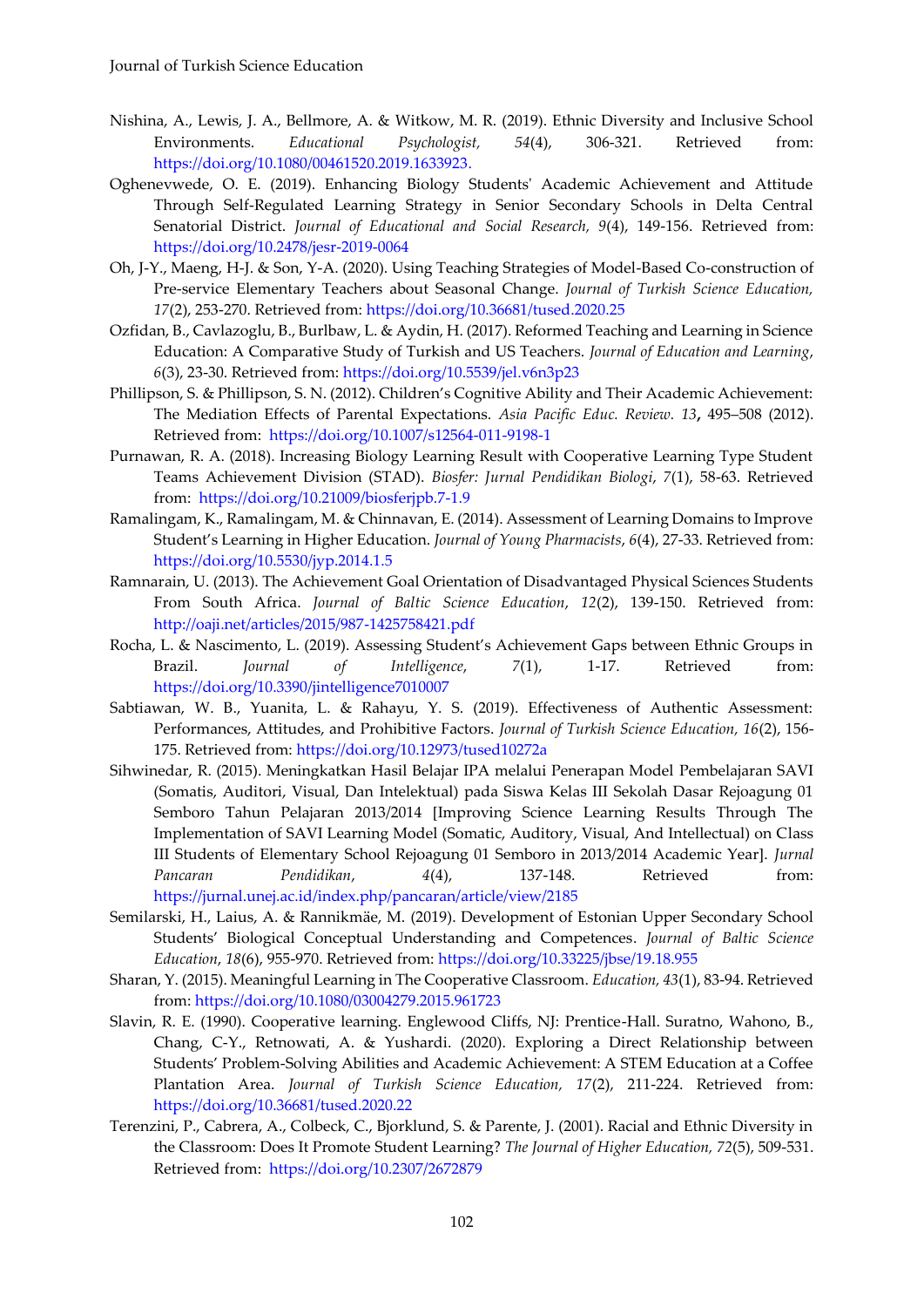Nishina, A., Lewis, J. A., Bellmore, A. & Witkow, M. R. (2019). Ethnic Diversity and Inclusive School Environments. *Educational Psychologist, 54*(4), 306-321. Retrieved from: https://doi.org/10.1080/00461520.2019.1633923.

Oghenevwede, O. E. (2019). Enhancing Biology Students' Academic Achievement and Attitude Through Self-Regulated Learning Strategy in Senior Secondary Schools in Delta Central Senatorial District. *Journal of Educational and Social Research, 9*(4), 149-156. Retrieved from: https://doi.org/10.2478/jesr-2019-0064

Oh, J-Y., Maeng, H-J. & Son, Y-A. (2020). Using Teaching Strategies of Model-Based Co-construction of Pre-service Elementary Teachers about Seasonal Change. *Journal of Turkish Science Education, 17*(2), 253-270. Retrieved from: https://doi.org/10.36681/tused.2020.25

Ozfidan, B., Cavlazoglu, B., Burlbaw, L. & Aydin, H. (2017). Reformed Teaching and Learning in Science Education: A Comparative Study of Turkish and US Teachers. *Journal of Education and Learning*, *6*(3), 23-30. Retrieved from: https://doi.org/10.5539/jel.v6n3p23

Phillipson, S. & Phillipson, S. N. (2012). Children's Cognitive Ability and Their Academic Achievement: The Mediation Effects of Parental Expectations. *Asia Pacific Educ. Review. 13*, 495–508 (2012). Retrieved from: https://doi.org/10.1007/s12564-011-9198-1

Purnawan, R. A. (2018). Increasing Biology Learning Result with Cooperative Learning Type Student Teams Achievement Division (STAD). *Biosfer: Jurnal Pendidikan Biologi*, *7*(1), 58-63. Retrieved from: https://doi.org/10.21009/biosferjpb.7-1.9

Ramalingam, K., Ramalingam, M. & Chinnavan, E. (2014). Assessment of Learning Domains to Improve Student's Learning in Higher Education. *Journal of Young Pharmacists*, *6*(4), 27-33. Retrieved from: https://doi.org/10.5530/jyp.2014.1.5

Ramnarain, U. (2013). The Achievement Goal Orientation of Disadvantaged Physical Sciences Students From South Africa. *Journal of Baltic Science Education*, *12*(2), 139-150. Retrieved from: http://oaji.net/articles/2015/987-1425758421.pdf

Rocha, L. & Nascimento, L. (2019). Assessing Student's Achievement Gaps between Ethnic Groups in Brazil. *Journal of Intelligence*, *7*(1), 1-17. Retrieved from: https://doi.org/10.3390/jintelligence7010007

Sabtiawan, W. B., Yuanita, L. & Rahayu, Y. S. (2019). Effectiveness of Authentic Assessment: Performances, Attitudes, and Prohibitive Factors. *Journal of Turkish Science Education, 16*(2), 156-175. Retrieved from: https://doi.org/10.12973/tused10272a

Sihwinedar, R. (2015). Meningkatkan Hasil Belajar IPA melalui Penerapan Model Pembelajaran SAVI (Somatis, Auditori, Visual, Dan Intelektual) pada Siswa Kelas III Sekolah Dasar Rejoagung 01 Semboro Tahun Pelajaran 2013/2014 [Improving Science Learning Results Through The Implementation of SAVI Learning Model (Somatic, Auditory, Visual, And Intellectual) on Class III Students of Elementary School Rejoagung 01 Semboro in 2013/2014 Academic Year]. *Jurnal Pancaran Pendidikan*, *4*(4), 137-148. Retrieved from: https://jurnal.unej.ac.id/index.php/pancaran/article/view/2185

Semilarski, H., Laius, A. & Rannikmäe, M. (2019). Development of Estonian Upper Secondary School Students' Biological Conceptual Understanding and Competences. *Journal of Baltic Science Education*, *18*(6), 955-970. Retrieved from: https://doi.org/10.33225/jbse/19.18.955

Sharan, Y. (2015). Meaningful Learning in The Cooperative Classroom. *Education, 43*(1), 83-94. Retrieved from: https://doi.org/10.1080/03004279.2015.961723

Slavin, R. E. (1990). Cooperative learning. Englewood Cliffs, NJ: Prentice-Hall. Suratno, Wahono, B., Chang, C-Y., Retnowati, A. & Yushardi. (2020). Exploring a Direct Relationship between Students' Problem-Solving Abilities and Academic Achievement: A STEM Education at a Coffee Plantation Area. *Journal of Turkish Science Education, 17*(2), 211-224. Retrieved from: https://doi.org/10.36681/tused.2020.22

Terenzini, P., Cabrera, A., Colbeck, C., Bjorklund, S. & Parente, J. (2001). Racial and Ethnic Diversity in the Classroom: Does It Promote Student Learning? *The Journal of Higher Education, 72*(5), 509-531. Retrieved from: https://doi.org/10.2307/2672879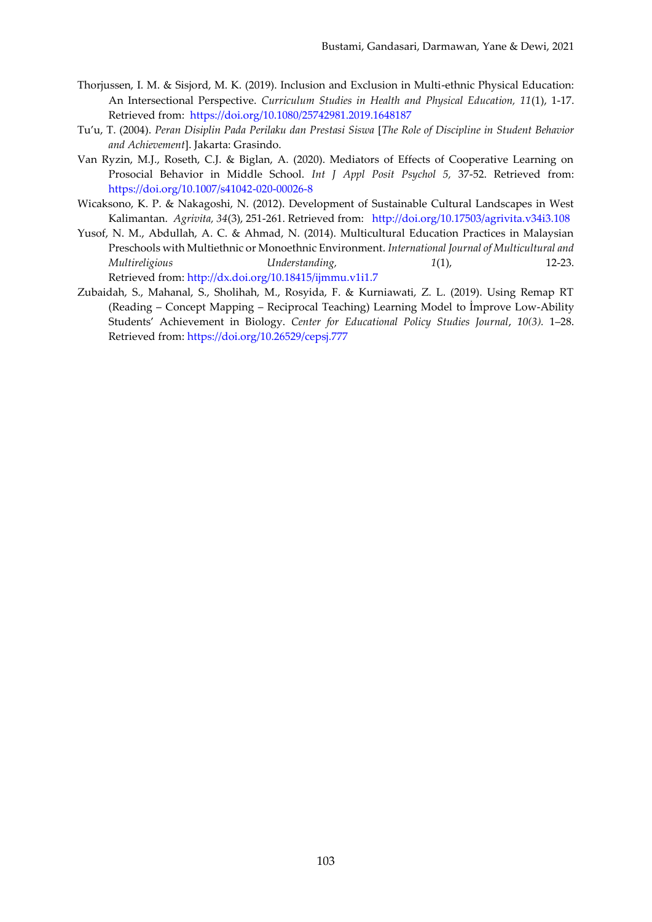Thorjussen, I. M. & Sisjord, M. K. (2019). Inclusion and Exclusion in Multi-ethnic Physical Education: An Intersectional Perspective. *Curriculum Studies in Health and Physical Education, 11*(1), 1-17. Retrieved from: https://doi.org/10.1080/25742981.2019.1648187

Tu'u, T. (2004). *Peran Disiplin Pada Perilaku dan Prestasi Siswa* [*The Role of Discipline in Student Behavior and Achievement*]. Jakarta: Grasindo.

Van Ryzin, M.J., Roseth, C.J. & Biglan, A. (2020). Mediators of Effects of Cooperative Learning on Prosocial Behavior in Middle School. *Int J Appl Posit Psychol 5*, 37-52. Retrieved from: https://doi.org/10.1007/s41042-020-00026-8

Wicaksono, K. P. & Nakagoshi, N. (2012). Development of Sustainable Cultural Landscapes in West Kalimantan. *Agrivita, 34*(3), 251-261. Retrieved from: http://doi.org/10.17503/agrivita.v34i3.108

Yusof, N. M., Abdullah, A. C. & Ahmad, N. (2014). Multicultural Education Practices in Malaysian Preschools with Multiethnic or Monoethnic Environment. *International Journal of Multicultural and Multireligious Understanding, 1*(1), 12-23. Retrieved from: http://dx.doi.org/10.18415/ijmmu.v1i1.7

Zubaidah, S., Mahanal, S., Sholihah, M., Rosyida, F. & Kurniawati, Z. L. (2019). Using Remap RT (Reading – Concept Mapping – Reciprocal Teaching) Learning Model to İmprove Low-Ability Students' Achievement in Biology. *Center for Educational Policy Studies Journal*, *10(3).* 1–28. Retrieved from: https://doi.org/10.26529/cepsj.777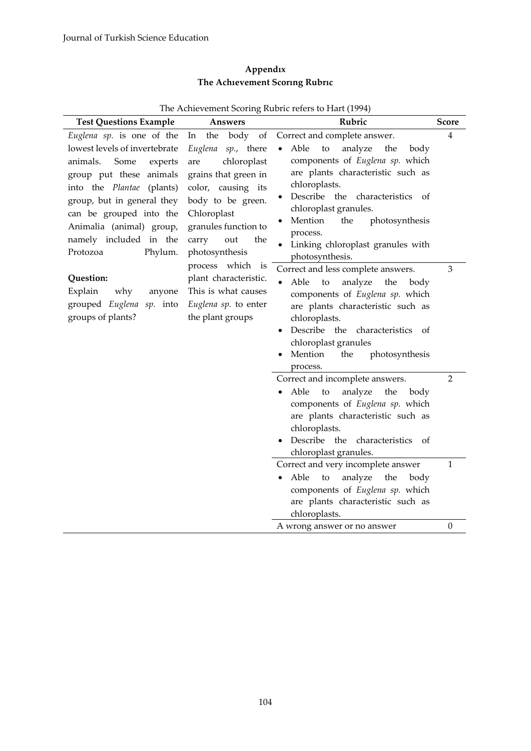**Appendıx**
**The Achıevement Scorıng Rubrıc**

The Achievement Scoring Rubric refers to Hart (1994)

| Test Questions Example | Answers | Rubric | Score |
|---|---|---|---|
| *Euglena sp.* is one of the lowest levels of invertebrate animals. Some experts group put these animals into the *Plantae* (plants) group, but in general they can be grouped into the Animalia (animal) group, namely included in the Protozoa Phylum. **Question:** Explain why anyone grouped *Euglena sp.* into groups of plants? | In the body of *Euglena sp.*, there are chloroplast grains that green in color, causing its body to be green. Chloroplast granules function to carry out the photosynthesis process which is plant characteristic. This is what causes *Euglena sp.* to enter the plant groups | Correct and complete answer. • Able to analyze the body components of *Euglena sp.* which are plants characteristic such as chloroplasts. • Describe the characteristics of chloroplast granules. • Mention the photosynthesis process. • Linking chloroplast granules with photosynthesis. | 4 |
| | | Correct and less complete answers. • Able to analyze the body components of *Euglena sp.* which are plants characteristic such as chloroplasts. • Describe the characteristics of chloroplast granules • Mention the photosynthesis process. | 3 |
| | | Correct and incomplete answers. • Able to analyze the body components of *Euglena sp.* which are plants characteristic such as chloroplasts. • Describe the characteristics of chloroplast granules. | 2 |
| | | Correct and very incomplete answer • Able to analyze the body components of *Euglena sp.* which are plants characteristic such as chloroplasts. | 1 |
| | | A wrong answer or no answer | 0 |